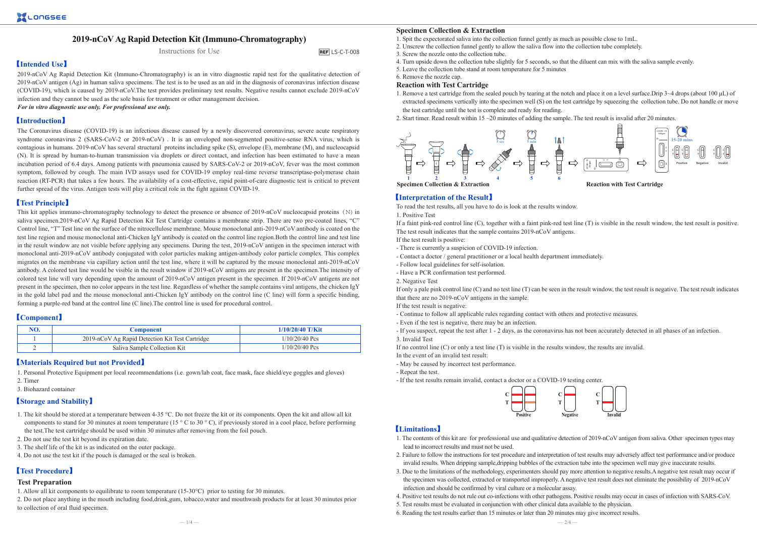# 2019-nCoV Ag Rapid Detection Kit (Immuno-Chromatography)

Instructions for Use

REF LS-C-T-008

## 【Intended Use】

2019-nCoV Ag Rapid Detection Kit (Immuno-Chromatography) is an in vitro diagnostic rapid test for the qualitative detection of 2019-nCoV antigen (Ag) in human saliva specimens. The test is to be used as an aid in the diagnosis of coronavirus infection disease (COVID-19), which is caused by 2019-nCoV.The test provides preliminary test results. Negative results cannot exclude 2019-nCoV infection and they cannot be used as the sole basis for treatment or other management decision.

***For in vitro diagnostic use only. For professional use only.***

## 【Introduction】

The Coronavirus disease (COVID-19) is an infectious disease caused by a newly discovered coronavirus, severe acute respiratory syndrome coronavirus 2 (SARS-CoV-2 or 2019-nCoV) . It is an enveloped non-segmented positive-sense RNA virus, which is contagious in humans. 2019-nCoV has several structural proteins including spike (S), envelope (E), membrane (M), and nucleocapsid (N). It is spread by human-to-human transmission via droplets or direct contact, and infection has been estimated to have a mean incubation period of 6.4 days. Among patients with pneumonia caused by SARS-CoV-2 or 2019-nCoV, fever was the most common symptom, followed by cough. The main IVD assays used for COVID-19 employ real-time reverse transcriptase-polymerase chain reaction (RT-PCR) that takes a few hours. The availability of a cost-effective, rapid point-of-care diagnostic test is critical to prevent further spread of the virus. Antigen tests will play a critical role in the fight against COVID-19.

## 【Test Principle】

This kit applies immuno-chromatography technology to detect the presence or absence of 2019-nCoV nucleocapsid proteins（N）in saliva specimen.2019-nCoV Ag Rapid Detection Kit Test Cartridge contains a membrane strip. There are two pre-coated lines, "C" Control line, "T" Test line on the surface of the nitrocellulose membrane. Mouse monoclonal anti-2019-nCoV antibody is coated on the test line region and mouse monoclonal anti-Chicken IgY antibody is coated on the control line region.Both the control line and test line in the result window are not visible before applying any specimens. During the test, 2019-nCoV antigen in the specimen interact with monoclonal anti-2019-nCoV antibody conjugated with color particles making antigen-antibody color particle complex. This complex migrates on the membrane via capillary action until the test line, where it will be captured by the mouse monoclonal anti-2019-nCoV antibody. A colored test line would be visible in the result window if 2019-nCoV antigens are present in the specimen.The intensity of colored test line will vary depending upon the amount of 2019-nCoV antigen present in the specimen. If 2019-nCoV antigens are not present in the specimen, then no color appears in the test line. Regardless of whether the sample contains viral antigens, the chicken IgY in the gold label pad and the mouse monoclonal anti-Chicken IgY antibody on the control line (C line) will form a specific binding, forming a purple-red band at the control line (C line).The control line is used for procedural control.

## 【Component】

| NO. | Component | 1/10/20/40 T/Kit |
|---|---|---|
| 1 | 2019-nCoV Ag Rapid Detection Kit Test Cartridge | 1/10/20/40 Pcs |
| 2 | Saliva Sample Collection Kit | 1/10/20/40 Pcs |

## 【Materials Required but not Provided】

1. Personal Protective Equipment per local recommendations (i.e. gown/lab coat, face mask, face shield/eye goggles and gloves)
2. Timer
3. Biohazard container

## 【Storage and Stability】

1. The kit should be stored at a temperature between 4-35 °C. Do not freeze the kit or its components. Open the kit and allow all kit components to stand for 30 minutes at room temperature (15 ° C to 30 ° C), if previously stored in a cool place, before performing the test.The test cartridge should be used within 30 minutes after removing from the foil pouch.
2. Do not use the test kit beyond its expiration date.
3. The shelf life of the kit is as indicated on the outer package.
4. Do not use the test kit if the pouch is damaged or the seal is broken.

## 【Test Procedure】

### Test Preparation

1. Allow all kit components to equilibrate to room temperature (15-30°C) prior to testing for 30 minutes.
2. Do not place anything in the mouth including food,drink,gum, tobacco,water and mouthwash products for at least 30 minutes prior to collection of oral fluid specimen.

### Specimen Collection & Extraction

1. Spit the expectorated saliva into the collection funnel gently as much as possible close to 1mL.
2. Unscrew the collection funnel gently to allow the saliva flow into the collection tube completely.
3. Screw the nozzle onto the collection tube.
4. Turn upside down the collection tube slightly for 5 seconds, so that the diluent can mix with the saliva sample evenly.
5. Leave the collection tube stand at room temperature for 5 minutes
6. Remove the nozzle cap.

### Reaction with Test Cartridge

1. Remove a test cartridge from the sealed pouch by tearing at the notch and place it on a level surface.Drip 3~4 drops (about 100 μL) of extracted specimens vertically into the specimen well (S) on the test cartridge by squeezing the collection tube. Do not handle or move the test cartridge until the test is complete and ready for reading.
2. Start timer. Read result within 15 ~20 minutes of adding the sample. The test result is invalid after 20 minutes.

1 2 3 4 (5 sec) 5 (5 min) 6 — 15-20 mins — Positive Negative Invalid

Specimen Collection & Extraction    Reaction with Test Cartridge

## 【Interpretation of the Result】

To read the test results, all you have to do is look at the results window.

1. Positive Test

If a faint pink-red control line (C), together with a faint pink-red test line (T) is visible in the result window, the test result is positive. The test result indicates that the sample contains 2019-nCoV antigens.

If the test result is positive:

- There is currently a suspicion of COVID-19 infection.
- Contact a doctor / general practitioner or a local health department immediately.
- Follow local guidelines for self-isolation.
- Have a PCR confirmation test performed.

2. Negative Test

If only a pale pink control line (C) and no test line (T) can be seen in the result window, the test result is negative. The test result indicates that there are no 2019-nCoV antigens in the sample.

If the test result is negative:

- Continue to follow all applicable rules regarding contact with others and protective measures.
- Even if the test is negative, there may be an infection.
- If you suspect, repeat the test after 1 - 2 days, as the coronavirus has not been accurately detected in all phases of an infection.

3. Invalid Test

If no control line (C) or only a test line (T) is visible in the results window, the results are invalid.

In the event of an invalid test result:

- May be caused by incorrect test performance.
- Repeat the test.
- If the test results remain invalid, contact a doctor or a COVID-19 testing center.

C T Positive    C T Negative    C T Invalid

## 【Limitations】

1. The contents of this kit are for professional use and qualitative detection of 2019-nCoV antigen from saliva. Other specimen types may lead to incorrect results and must not be used.
2. Failure to follow the instructions for test procedure and interpretation of test results may adversely affect test performance and/or produce invalid results. When dripping sample,dripping bubbles of the extraction tube into the specimen well may give inaccurate results.
3. Due to the limitations of the methodology, experimenters should pay more attention to negative results.A negative test result may occur if the specimen was collected, extracted or transported improperly. A negative test result does not eliminate the possibility of 2019-nCoV infection and should be confirmed by viral culture or a molecular assay.
4. Positive test results do not rule out co-infections with other pathogens. Positive results may occur in cases of infection with SARS-CoV.
5. Test results must be evaluated in conjunction with other clinical data available to the physician.
6. Reading the test results earlier than 15 minutes or later than 20 minutes may give incorrect results.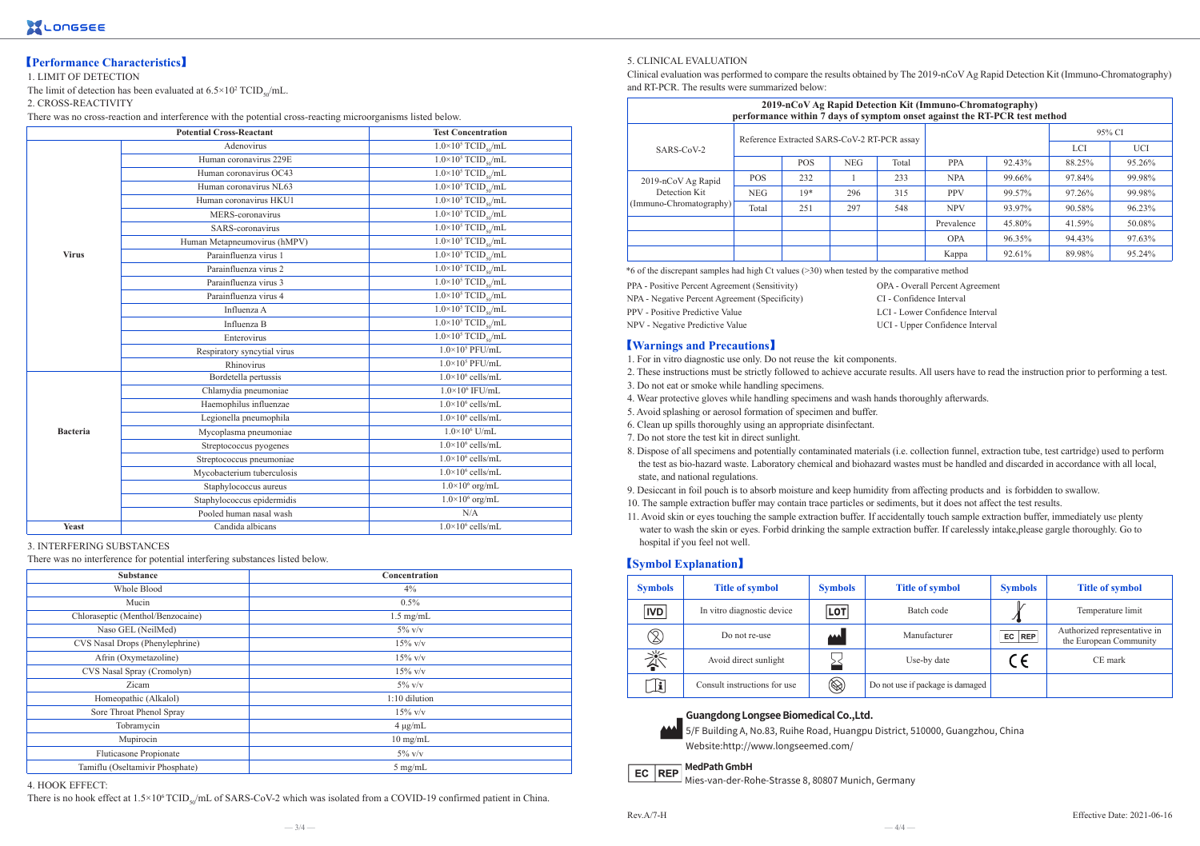## 【Performance Characteristics】

1. LIMIT OF DETECTION

The limit of detection has been evaluated at $6.5\times10^2$ $TCID_{50}$/mL.

2. CROSS-REACTIVITY

There was no cross-reaction and interference with the potential cross-reacting microorganisms listed below.

| Potential Cross-Reactant | | Test Concentration |
|---|---|---|
| Virus | Adenovirus | $1.0\times10^5$ $TCID_{50}$/mL |
| | Human coronavirus 229E | $1.0\times10^5$ $TCID_{50}$/mL |
| | Human coronavirus OC43 | $1.0\times10^5$ $TCID_{50}$/mL |
| | Human coronavirus NL63 | $1.0\times10^5$ $TCID_{50}$/mL |
| | Human coronavirus HKU1 | $1.0\times10^5$ $TCID_{50}$/mL |
| | MERS-coronavirus | $1.0\times10^5$ $TCID_{50}$/mL |
| | SARS-coronavirus | $1.0\times10^5$ $TCID_{50}$/mL |
| | Human Metapneumovirus (hMPV) | $1.0\times10^5$ $TCID_{50}$/mL |
| | Parainfluenza virus 1 | $1.0\times10^5$ $TCID_{50}$/mL |
| | Parainfluenza virus 2 | $1.0\times10^5$ $TCID_{50}$/mL |
| | Parainfluenza virus 3 | $1.0\times10^5$ $TCID_{50}$/mL |
| | Parainfluenza virus 4 | $1.0\times10^5$ $TCID_{50}$/mL |
| | Influenza A | $1.0\times10^5$ $TCID_{50}$/mL |
| | Influenza B | $1.0\times10^5$ $TCID_{50}$/mL |
| | Enterovirus | $1.0\times10^5$ $TCID_{50}$/mL |
| | Respiratory syncytial virus | $1.0\times10^5$ PFU/mL |
| | Rhinovirus | $1.0\times10^5$ PFU/mL |
| Bacteria | Bordetella pertussis | $1.0\times10^6$ cells/mL |
| | Chlamydia pneumoniae | $1.0\times10^6$ IFU/mL |
| | Haemophilus influenzae | $1.0\times10^6$ cells/mL |
| | Legionella pneumophila | $1.0\times10^6$ cells/mL |
| | Mycoplasma pneumoniae | $1.0\times10^6$ U/mL |
| | Streptococcus pyogenes | $1.0\times10^6$ cells/mL |
| | Streptococcus pneumoniae | $1.0\times10^6$ cells/mL |
| | Mycobacterium tuberculosis | $1.0\times10^6$ cells/mL |
| | Staphylococcus aureus | $1.0\times10^6$ org/mL |
| | Staphylococcus epidermidis | $1.0\times10^6$ org/mL |
| | Pooled human nasal wash | N/A |
| Yeast | Candida albicans | $1.0\times10^6$ cells/mL |

3. INTERFERING SUBSTANCES

There was no interference for potential interfering substances listed below.

| Substance | Concentration |
|---|---|
| Whole Blood | 4% |
| Mucin | 0.5% |
| Chloraseptic (Menthol/Benzocaine) | 1.5 mg/mL |
| Naso GEL (NeilMed) | 5% v/v |
| CVS Nasal Drops (Phenylephrine) | 15% v/v |
| Afrin (Oxymetazoline) | 15% v/v |
| CVS Nasal Spray (Cromolyn) | 15% v/v |
| Zicam | 5% v/v |
| Homeopathic (Alkalol) | 1:10 dilution |
| Sore Throat Phenol Spray | 15% v/v |
| Tobramycin | 4 μg/mL |
| Mupirocin | 10 mg/mL |
| Fluticasone Propionate | 5% v/v |
| Tamiflu (Oseltamivir Phosphate) | 5 mg/mL |

4. HOOK EFFECT:

There is no hook effect at $1.5\times10^6$ $TCID_{50}$/mL of SARS-CoV-2 which was isolated from a COVID-19 confirmed patient in China.

5. CLINICAL EVALUATION

Clinical evaluation was performed to compare the results obtained by The 2019-nCoV Ag Rapid Detection Kit (Immuno-Chromatography) and RT-PCR. The results were summarized below:

**2019-nCoV Ag Rapid Detection Kit (Immuno-Chromatography) performance within 7 days of symptom onset against the RT-PCR test method**

| SARS-CoV-2 | | Reference Extracted SARS-CoV-2 RT-PCR assay | | | | | 95% CI | |
|---|---|---|---|---|---|---|---|---|
| | | | | | | | LCI | UCI |
| | | POS | NEG | Total | PPA | 92.43% | 88.25% | 95.26% |
| 2019-nCoV Ag Rapid Detection Kit (Immuno-Chromatography) | POS | 232 | 1 | 233 | NPA | 99.66% | 97.84% | 99.98% |
| | NEG | 19* | 296 | 315 | PPV | 99.57% | 97.26% | 99.98% |
| | Total | 251 | 297 | 548 | NPV | 93.97% | 90.58% | 96.23% |
| | | | | | Prevalence | 45.80% | 41.59% | 50.08% |
| | | | | | OPA | 96.35% | 94.43% | 97.63% |
| | | | | | Kappa | 92.61% | 89.98% | 95.24% |

*6 of the discrepant samples had high Ct values (>30) when tested by the comparative method

PPA - Positive Percent Agreement (Sensitivity)
NPA - Negative Percent Agreement (Specificity)
PPV - Positive Predictive Value
NPV - Negative Predictive Value
OPA - Overall Percent Agreement
CI - Confidence Interval
LCI - Lower Confidence Interval
UCI - Upper Confidence Interval

## 【Warnings and Precautions】

1. For in vitro diagnostic use only. Do not reuse the kit components.
2. These instructions must be strictly followed to achieve accurate results. All users have to read the instruction prior to performing a test.
3. Do not eat or smoke while handling specimens.
4. Wear protective gloves while handling specimens and wash hands thoroughly afterwards.
5. Avoid splashing or aerosol formation of specimen and buffer.
6. Clean up spills thoroughly using an appropriate disinfectant.
7. Do not store the test kit in direct sunlight.
8. Dispose of all specimens and potentially contaminated materials (i.e. collection funnel, extraction tube, test cartridge) used to perform the test as bio-hazard waste. Laboratory chemical and biohazard wastes must be handled and discarded in accordance with all local, state, and national regulations.
9. Desiccant in foil pouch is to absorb moisture and keep humidity from affecting products and is forbidden to swallow.
10. The sample extraction buffer may contain trace particles or sediments, but it does not affect the test results.
11. Avoid skin or eyes touching the sample extraction buffer. If accidentally touch sample extraction buffer, immediately use plenty water to wash the skin or eyes. Forbid drinking the sample extraction buffer. If carelessly intake,please gargle thoroughly. Go to hospital if you feel not well.

## 【Symbol Explanation】

| Symbols | Title of symbol | Symbols | Title of symbol | Symbols | Title of symbol |
|---|---|---|---|---|---|
| IVD | In vitro diagnostic device | LOT | Batch code | | Temperature limit |
| | Do not re-use | | Manufacturer | EC REP | Authorized representative in the European Community |
| | Avoid direct sunlight | | Use-by date | CE | CE mark |
| | Consult instructions for use | | Do not use if package is damaged | | |

**Guangdong Longsee Biomedical Co.,Ltd.**
5/F Building A, No.83, Ruihe Road, Huangpu District, 510000, Guangzhou, China
Website:http://www.longseemed.com/

EC REP **MedPath GmbH**
Mies-van-der-Rohe-Strasse 8, 80807 Munich, Germany

Rev.A/7-H

Effective Date: 2021-06-16